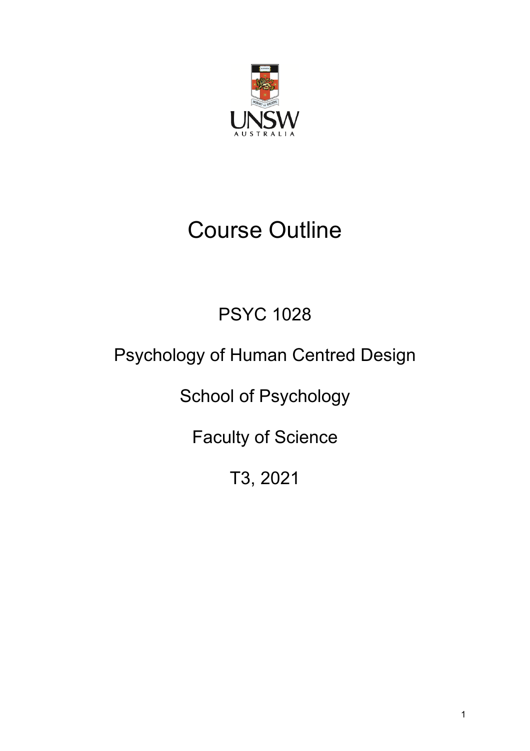# Course Outline

PSYC 1028

Psychology of Human Centred Design

School of Psychology

Faculty of Science

T3, 2021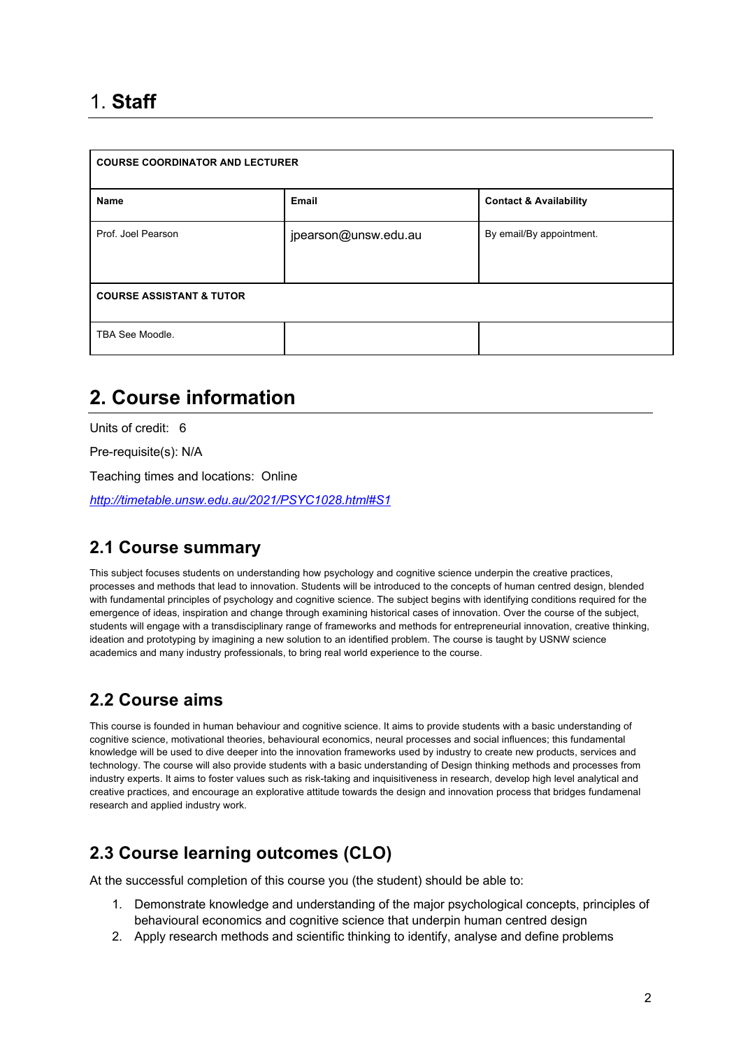# 1. **Staff**

| COURSE COORDINATOR AND LECTURER | | |
|---|---|---|
| **Name** | **Email** | **Contact & Availability** |
| Prof. Joel Pearson | jpearson@unsw.edu.au | By email/By appointment. |
| **COURSE ASSISTANT & TUTOR** | | |
| TBA See Moodle. | | |

# 2. Course information

Units of credit: 6

Pre-requisite(s): N/A

Teaching times and locations: Online

*http://timetable.unsw.edu.au/2021/PSYC1028.html#S1*

## 2.1 Course summary

This subject focuses students on understanding how psychology and cognitive science underpin the creative practices, processes and methods that lead to innovation. Students will be introduced to the concepts of human centred design, blended with fundamental principles of psychology and cognitive science. The subject begins with identifying conditions required for the emergence of ideas, inspiration and change through examining historical cases of innovation. Over the course of the subject, students will engage with a transdisciplinary range of frameworks and methods for entrepreneurial innovation, creative thinking, ideation and prototyping by imagining a new solution to an identified problem. The course is taught by USNW science academics and many industry professionals, to bring real world experience to the course.

## 2.2 Course aims

This course is founded in human behaviour and cognitive science. It aims to provide students with a basic understanding of cognitive science, motivational theories, behavioural economics, neural processes and social influences; this fundamental knowledge will be used to dive deeper into the innovation frameworks used by industry to create new products, services and technology. The course will also provide students with a basic understanding of Design thinking methods and processes from industry experts. It aims to foster values such as risk-taking and inquisitiveness in research, develop high level analytical and creative practices, and encourage an explorative attitude towards the design and innovation process that bridges fundamenal research and applied industry work.

## 2.3 Course learning outcomes (CLO)

At the successful completion of this course you (the student) should be able to:

1. Demonstrate knowledge and understanding of the major psychological concepts, principles of behavioural economics and cognitive science that underpin human centred design
2. Apply research methods and scientific thinking to identify, analyse and define problems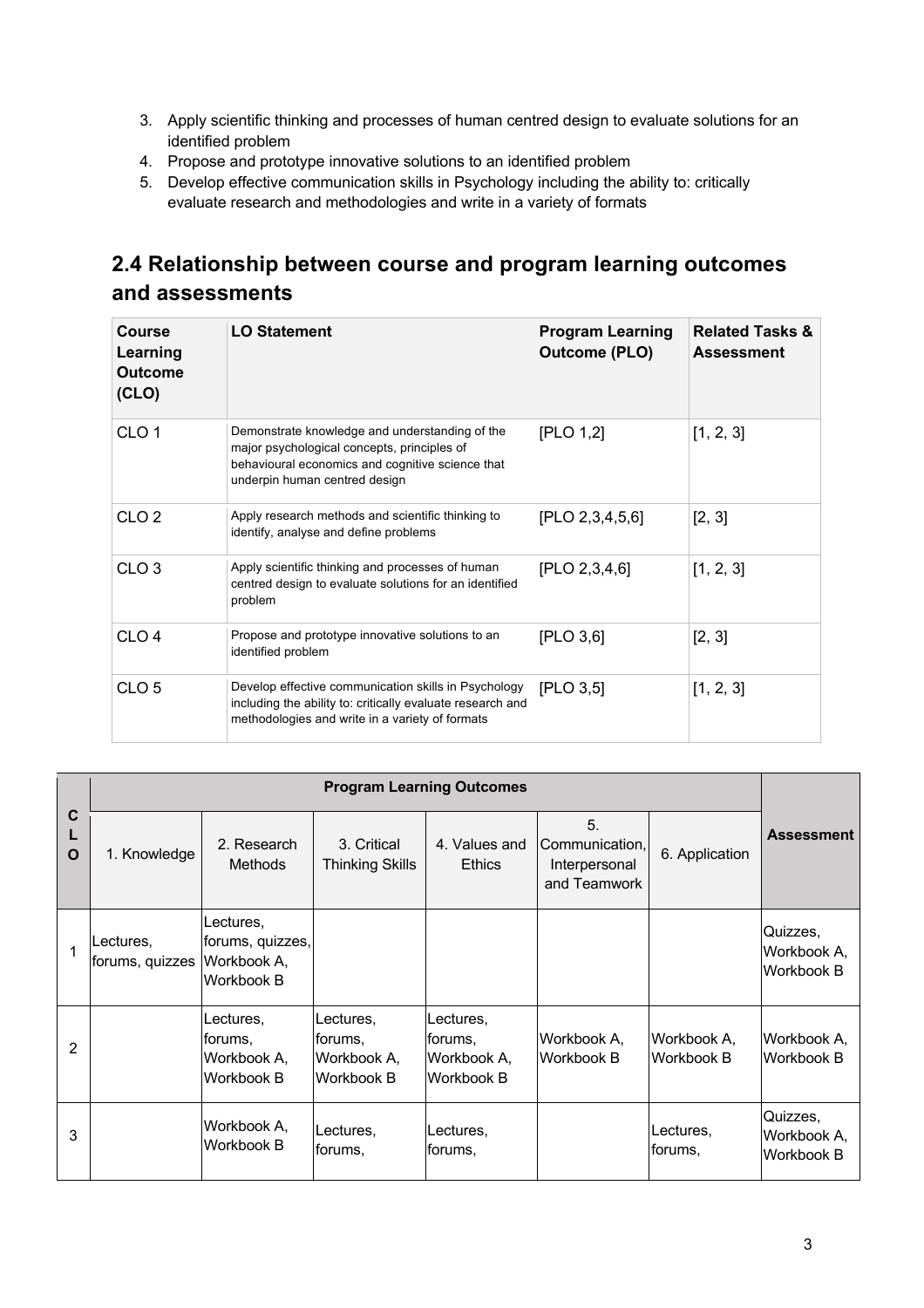3. Apply scientific thinking and processes of human centred design to evaluate solutions for an identified problem
4. Propose and prototype innovative solutions to an identified problem
5. Develop effective communication skills in Psychology including the ability to: critically evaluate research and methodologies and write in a variety of formats

## 2.4 Relationship between course and program learning outcomes and assessments

| Course Learning Outcome (CLO) | LO Statement | Program Learning Outcome (PLO) | Related Tasks & Assessment |
|---|---|---|---|
| CLO 1 | Demonstrate knowledge and understanding of the major psychological concepts, principles of behavioural economics and cognitive science that underpin human centred design | [PLO 1,2] | [1, 2, 3] |
| CLO 2 | Apply research methods and scientific thinking to identify, analyse and define problems | [PLO 2,3,4,5,6] | [2, 3] |
| CLO 3 | Apply scientific thinking and processes of human centred design to evaluate solutions for an identified problem | [PLO 2,3,4,6] | [1, 2, 3] |
| CLO 4 | Propose and prototype innovative solutions to an identified problem | [PLO 3,6] | [2, 3] |
| CLO 5 | Develop effective communication skills in Psychology including the ability to: critically evaluate research and methodologies and write in a variety of formats | [PLO 3,5] | [1, 2, 3] |

| CLO | Program Learning Outcomes | | | | | | Assessment |
|---|---|---|---|---|---|---|---|
| | 1. Knowledge | 2. Research Methods | 3. Critical Thinking Skills | 4. Values and Ethics | 5. Communication, Interpersonal and Teamwork | 6. Application | |
| 1 | Lectures, forums, quizzes | Lectures, forums, quizzes, Workbook A, Workbook B | | | | | Quizzes, Workbook A, Workbook B |
| 2 | | Lectures, forums, Workbook A, Workbook B | Lectures, forums, Workbook A, Workbook B | Lectures, forums, Workbook A, Workbook B | Workbook A, Workbook B | Workbook A, Workbook B | Workbook A, Workbook B |
| 3 | | Workbook A, Workbook B | Lectures, forums, | Lectures, forums, | | Lectures, forums, | Quizzes, Workbook A, Workbook B |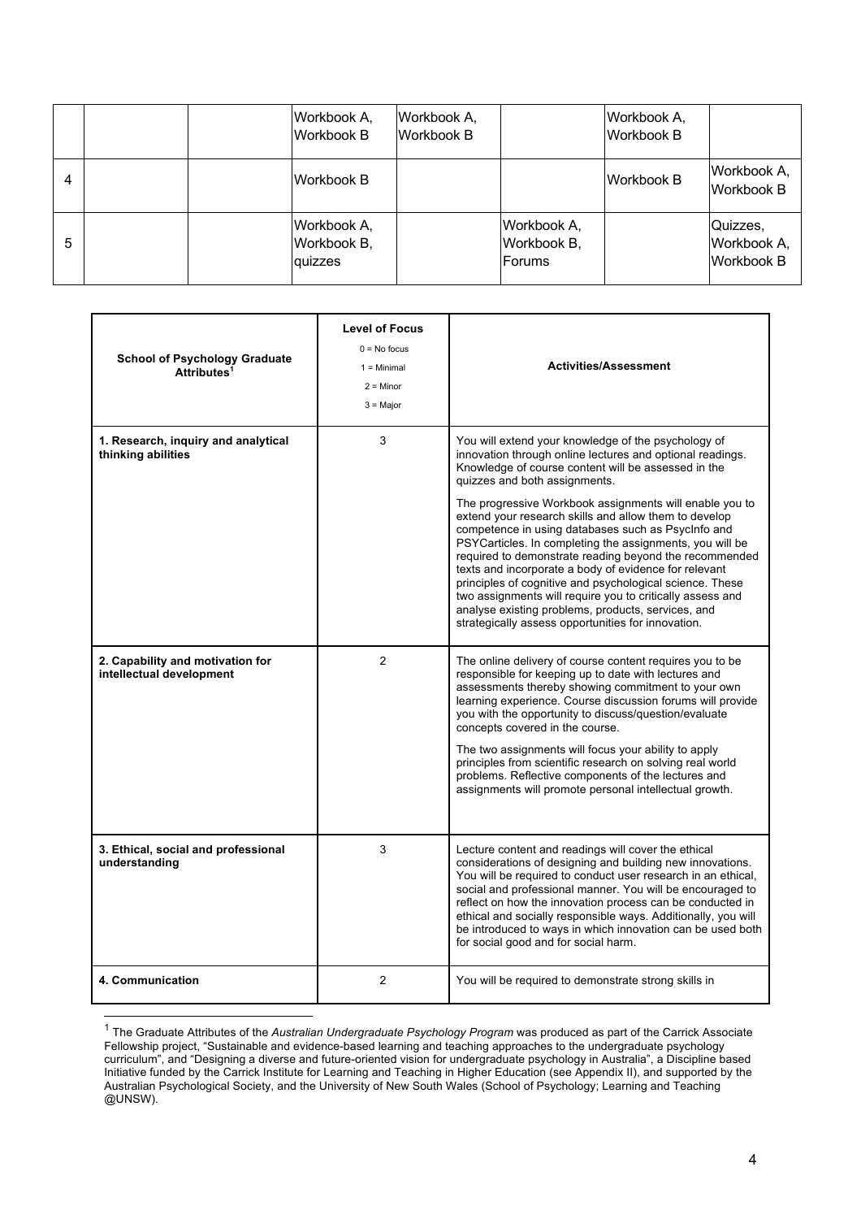|  |  |  | Workbook A, Workbook B | Workbook A, Workbook B |  | Workbook A, Workbook B |  |
|---|---|---|---|---|---|---|---|
| 4 |  |  | Workbook B |  |  | Workbook B | Workbook A, Workbook B |
| 5 |  |  | Workbook A, Workbook B, quizzes |  | Workbook A, Workbook B, Forums |  | Quizzes, Workbook A, Workbook B |

| School of Psychology Graduate Attributes[1] | Level of Focus<br>0 = No focus<br>1 = Minimal<br>2 = Minor<br>3 = Major | Activities/Assessment |
|---|---|---|
| **1. Research, inquiry and analytical thinking abilities** | 3 | You will extend your knowledge of the psychology of innovation through online lectures and optional readings. Knowledge of course content will be assessed in the quizzes and both assignments.<br><br>The progressive Workbook assignments will enable you to extend your research skills and allow them to develop competence in using databases such as PsycInfo and PSYCarticles. In completing the assignments, you will be required to demonstrate reading beyond the recommended texts and incorporate a body of evidence for relevant principles of cognitive and psychological science. These two assignments will require you to critically assess and analyse existing problems, products, services, and strategically assess opportunities for innovation. |
| **2. Capability and motivation for intellectual development** | 2 | The online delivery of course content requires you to be responsible for keeping up to date with lectures and assessments thereby showing commitment to your own learning experience. Course discussion forums will provide you with the opportunity to discuss/question/evaluate concepts covered in the course.<br><br>The two assignments will focus your ability to apply principles from scientific research on solving real world problems. Reflective components of the lectures and assignments will promote personal intellectual growth. |
| **3. Ethical, social and professional understanding** | 3 | Lecture content and readings will cover the ethical considerations of designing and building new innovations. You will be required to conduct user research in an ethical, social and professional manner. You will be encouraged to reflect on how the innovation process can be conducted in ethical and socially responsible ways. Additionally, you will be introduced to ways in which innovation can be used both for social good and for social harm. |
| **4. Communication** | 2 | You will be required to demonstrate strong skills in |

[1] The Graduate Attributes of the *Australian Undergraduate Psychology Program* was produced as part of the Carrick Associate Fellowship project, "Sustainable and evidence-based learning and teaching approaches to the undergraduate psychology curriculum", and "Designing a diverse and future-oriented vision for undergraduate psychology in Australia", a Discipline based Initiative funded by the Carrick Institute for Learning and Teaching in Higher Education (see Appendix II), and supported by the Australian Psychological Society, and the University of New South Wales (School of Psychology; Learning and Teaching @UNSW).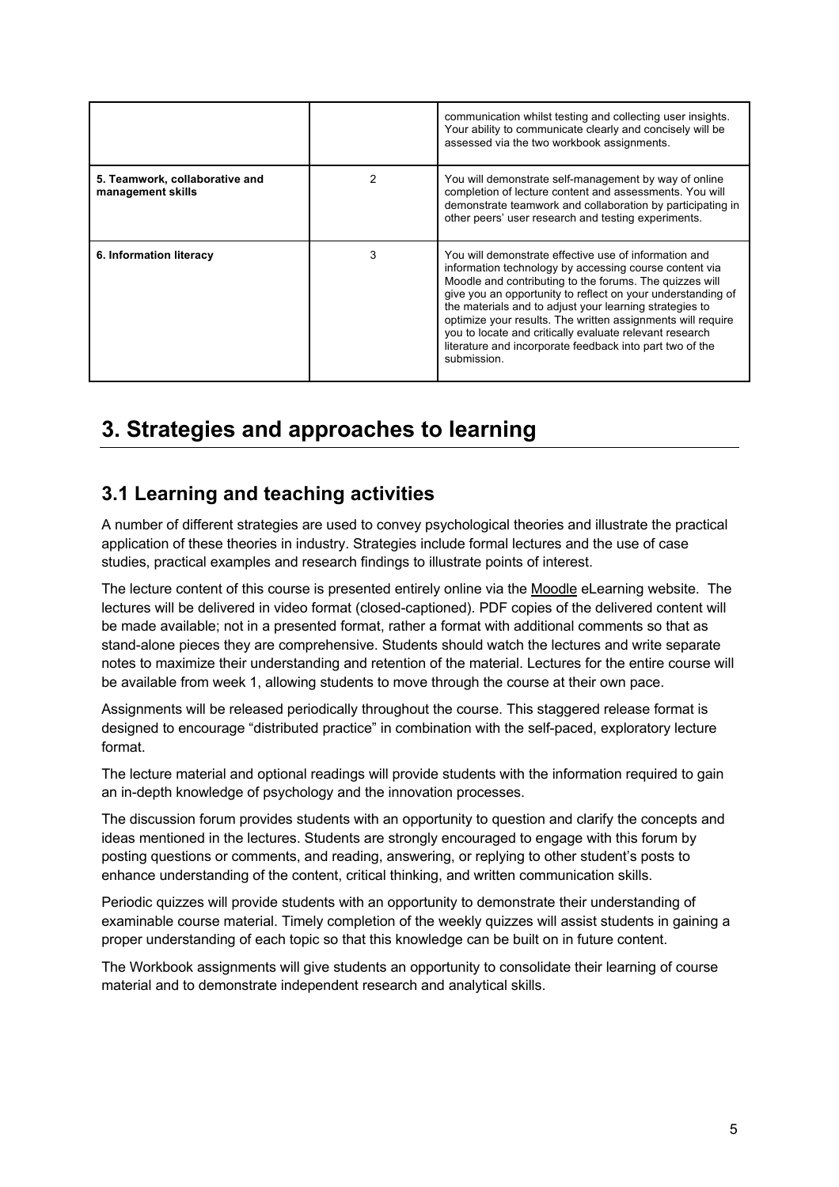| | | |
|---|---|---|
| | | communication whilst testing and collecting user insights. Your ability to communicate clearly and concisely will be assessed via the two workbook assignments. |
| **5. Teamwork, collaborative and management skills** | 2 | You will demonstrate self-management by way of online completion of lecture content and assessments. You will demonstrate teamwork and collaboration by participating in other peers' user research and testing experiments. |
| **6. Information literacy** | 3 | You will demonstrate effective use of information and information technology by accessing course content via Moodle and contributing to the forums. The quizzes will give you an opportunity to reflect on your understanding of the materials and to adjust your learning strategies to optimize your results. The written assignments will require you to locate and critically evaluate relevant research literature and incorporate feedback into part two of the submission. |

# 3. Strategies and approaches to learning

## 3.1 Learning and teaching activities

A number of different strategies are used to convey psychological theories and illustrate the practical application of these theories in industry. Strategies include formal lectures and the use of case studies, practical examples and research findings to illustrate points of interest.

The lecture content of this course is presented entirely online via the Moodle eLearning website. The lectures will be delivered in video format (closed-captioned). PDF copies of the delivered content will be made available; not in a presented format, rather a format with additional comments so that as stand-alone pieces they are comprehensive. Students should watch the lectures and write separate notes to maximize their understanding and retention of the material. Lectures for the entire course will be available from week 1, allowing students to move through the course at their own pace.

Assignments will be released periodically throughout the course. This staggered release format is designed to encourage "distributed practice" in combination with the self-paced, exploratory lecture format.

The lecture material and optional readings will provide students with the information required to gain an in-depth knowledge of psychology and the innovation processes.

The discussion forum provides students with an opportunity to question and clarify the concepts and ideas mentioned in the lectures. Students are strongly encouraged to engage with this forum by posting questions or comments, and reading, answering, or replying to other student's posts to enhance understanding of the content, critical thinking, and written communication skills.

Periodic quizzes will provide students with an opportunity to demonstrate their understanding of examinable course material. Timely completion of the weekly quizzes will assist students in gaining a proper understanding of each topic so that this knowledge can be built on in future content.

The Workbook assignments will give students an opportunity to consolidate their learning of course material and to demonstrate independent research and analytical skills.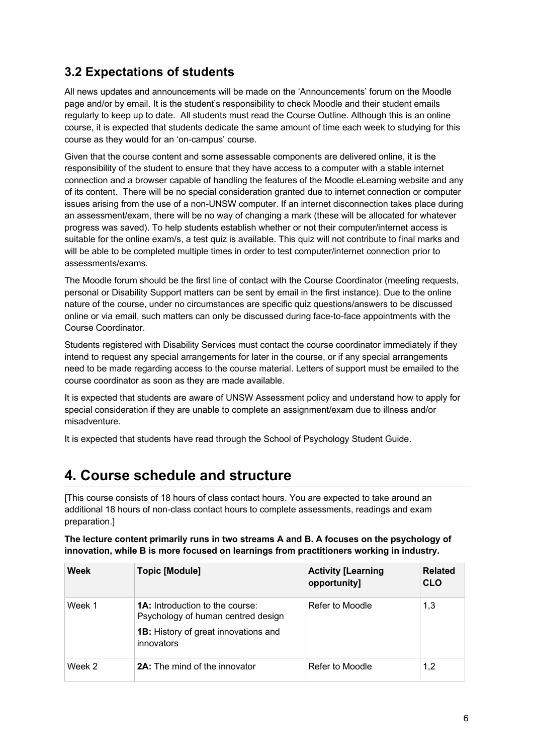## 3.2 Expectations of students

All news updates and announcements will be made on the 'Announcements' forum on the Moodle page and/or by email. It is the student's responsibility to check Moodle and their student emails regularly to keep up to date. All students must read the Course Outline. Although this is an online course, it is expected that students dedicate the same amount of time each week to studying for this course as they would for an 'on-campus' course.

Given that the course content and some assessable components are delivered online, it is the responsibility of the student to ensure that they have access to a computer with a stable internet connection and a browser capable of handling the features of the Moodle eLearning website and any of its content. There will be no special consideration granted due to internet connection or computer issues arising from the use of a non-UNSW computer. If an internet disconnection takes place during an assessment/exam, there will be no way of changing a mark (these will be allocated for whatever progress was saved). To help students establish whether or not their computer/internet access is suitable for the online exam/s, a test quiz is available. This quiz will not contribute to final marks and will be able to be completed multiple times in order to test computer/internet connection prior to assessments/exams.

The Moodle forum should be the first line of contact with the Course Coordinator (meeting requests, personal or Disability Support matters can be sent by email in the first instance). Due to the online nature of the course, under no circumstances are specific quiz questions/answers to be discussed online or via email, such matters can only be discussed during face-to-face appointments with the Course Coordinator.

Students registered with Disability Services must contact the course coordinator immediately if they intend to request any special arrangements for later in the course, or if any special arrangements need to be made regarding access to the course material. Letters of support must be emailed to the course coordinator as soon as they are made available.

It is expected that students are aware of UNSW Assessment policy and understand how to apply for special consideration if they are unable to complete an assignment/exam due to illness and/or misadventure.

It is expected that students have read through the School of Psychology Student Guide.

# 4. Course schedule and structure

[This course consists of 18 hours of class contact hours. You are expected to take around an additional 18 hours of non-class contact hours to complete assessments, readings and exam preparation.]

**The lecture content primarily runs in two streams A and B. A focuses on the psychology of innovation, while B is more focused on learnings from practitioners working in industry.**

| Week | Topic [Module] | Activity [Learning opportunity] | Related CLO |
|---|---|---|---|
| Week 1 | **1A:** Introduction to the course: Psychology of human centred design<br>**1B:** History of great innovations and innovators | Refer to Moodle | 1,3 |
| Week 2 | **2A:** The mind of the innovator | Refer to Moodle | 1,2 |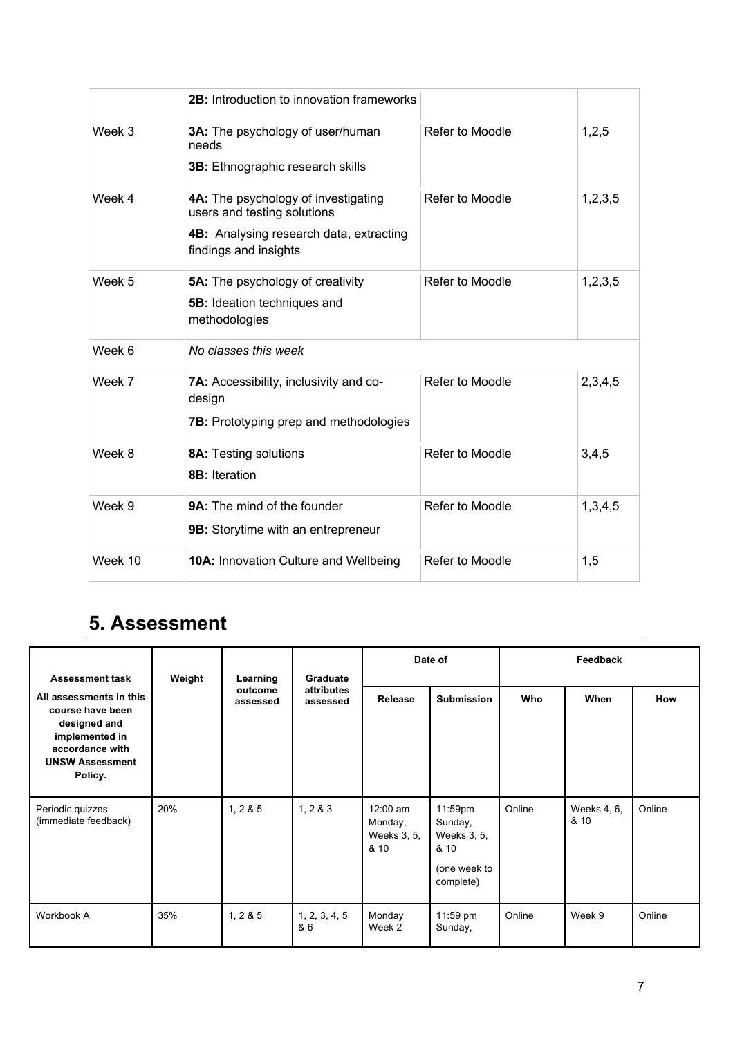| | | | |
|---|---|---|---|
| | **2B:** Introduction to innovation frameworks | | |
| Week 3 | **3A:** The psychology of user/human needs<br>**3B:** Ethnographic research skills | Refer to Moodle | 1,2,5 |
| Week 4 | **4A:** The psychology of investigating users and testing solutions<br>**4B:** Analysing research data, extracting findings and insights | Refer to Moodle | 1,2,3,5 |
| Week 5 | **5A:** The psychology of creativity<br>**5B:** Ideation techniques and methodologies | Refer to Moodle | 1,2,3,5 |
| Week 6 | *No classes this week* | | |
| Week 7 | **7A:** Accessibility, inclusivity and co-design<br>**7B:** Prototyping prep and methodologies | Refer to Moodle | 2,3,4,5 |
| Week 8 | **8A:** Testing solutions<br>**8B:** Iteration | Refer to Moodle | 3,4,5 |
| Week 9 | **9A:** The mind of the founder<br>**9B:** Storytime with an entrepreneur | Refer to Moodle | 1,3,4,5 |
| Week 10 | **10A:** Innovation Culture and Wellbeing | Refer to Moodle | 1,5 |

## 5. Assessment

| **Assessment task**<br>**All assessments in this course have been designed and implemented in accordance with UNSW Assessment Policy.** | **Weight** | **Learning outcome assessed** | **Graduate attributes assessed** | **Date of** | | **Feedback** | | |
|---|---|---|---|---|---|---|---|---|
| | | | | **Release** | **Submission** | **Who** | **When** | **How** |
| Periodic quizzes (immediate feedback) | 20% | 1, 2 & 5 | 1, 2 & 3 | 12:00 am Monday, Weeks 3, 5, & 10 | 11:59pm Sunday, Weeks 3, 5, & 10<br>(one week to complete) | Online | Weeks 4, 6, & 10 | Online |
| Workbook A | 35% | 1, 2 & 5 | 1, 2, 3, 4, 5 & 6 | Monday Week 2 | 11:59 pm Sunday, | Online | Week 9 | Online |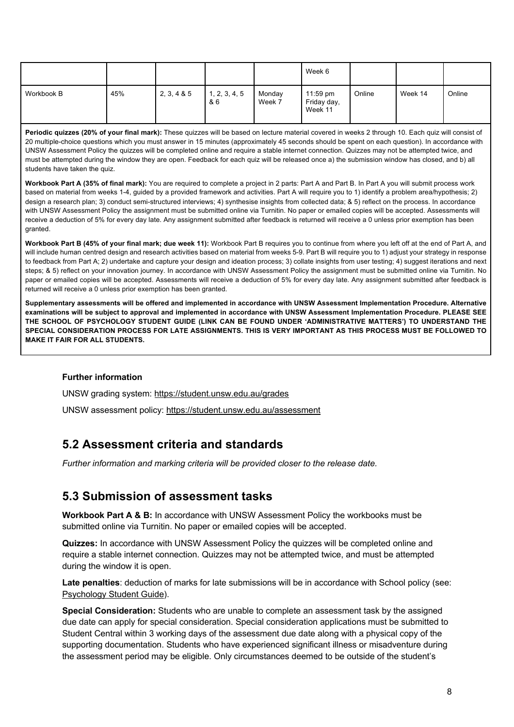| | | | | | Week 6 | | | |
|---|---|---|---|---|---|---|---|---|
| Workbook B | 45% | 2, 3, 4 & 5 | 1, 2, 3, 4, 5 & 6 | Monday Week 7 | 11:59 pm Friday day, Week 11 | Online | Week 14 | Online |

**Periodic quizzes (20% of your final mark):** These quizzes will be based on lecture material covered in weeks 2 through 10. Each quiz will consist of 20 multiple-choice questions which you must answer in 15 minutes (approximately 45 seconds should be spent on each question). In accordance with UNSW Assessment Policy the quizzes will be completed online and require a stable internet connection. Quizzes may not be attempted twice, and must be attempted during the window they are open. Feedback for each quiz will be released once a) the submission window has closed, and b) all students have taken the quiz.

**Workbook Part A (35% of final mark):** You are required to complete a project in 2 parts: Part A and Part B. In Part A you will submit process work based on material from weeks 1-4, guided by a provided framework and activities. Part A will require you to 1) identify a problem area/hypothesis; 2) design a research plan; 3) conduct semi-structured interviews; 4) synthesise insights from collected data; & 5) reflect on the process. In accordance with UNSW Assessment Policy the assignment must be submitted online via Turnitin. No paper or emailed copies will be accepted. Assessments will receive a deduction of 5% for every day late. Any assignment submitted after feedback is returned will receive a 0 unless prior exemption has been granted.

**Workbook Part B (45% of your final mark; due week 11):** Workbook Part B requires you to continue from where you left off at the end of Part A, and will include human centred design and research activities based on material from weeks 5-9. Part B will require you to 1) adjust your strategy in response to feedback from Part A; 2) undertake and capture your design and ideation process; 3) collate insights from user testing; 4) suggest iterations and next steps; & 5) reflect on your innovation journey. In accordance with UNSW Assessment Policy the assignment must be submitted online via Turnitin. No paper or emailed copies will be accepted. Assessments will receive a deduction of 5% for every day late. Any assignment submitted after feedback is returned will receive a 0 unless prior exemption has been granted.

**Supplementary assessments will be offered and implemented in accordance with UNSW Assessment Implementation Procedure. Alternative examinations will be subject to approval and implemented in accordance with UNSW Assessment Implementation Procedure. PLEASE SEE THE SCHOOL OF PSYCHOLOGY STUDENT GUIDE (LINK CAN BE FOUND UNDER 'ADMINISTRATIVE MATTERS') TO UNDERSTAND THE SPECIAL CONSIDERATION PROCESS FOR LATE ASSIGNMENTS. THIS IS VERY IMPORTANT AS THIS PROCESS MUST BE FOLLOWED TO MAKE IT FAIR FOR ALL STUDENTS.**

**Further information**

UNSW grading system: https://student.unsw.edu.au/grades

UNSW assessment policy: https://student.unsw.edu.au/assessment

## 5.2 Assessment criteria and standards

*Further information and marking criteria will be provided closer to the release date.*

## 5.3 Submission of assessment tasks

**Workbook Part A & B:** In accordance with UNSW Assessment Policy the workbooks must be submitted online via Turnitin. No paper or emailed copies will be accepted.

**Quizzes:** In accordance with UNSW Assessment Policy the quizzes will be completed online and require a stable internet connection. Quizzes may not be attempted twice, and must be attempted during the window it is open.

**Late penalties**: deduction of marks for late submissions will be in accordance with School policy (see: Psychology Student Guide).

**Special Consideration:** Students who are unable to complete an assessment task by the assigned due date can apply for special consideration. Special consideration applications must be submitted to Student Central within 3 working days of the assessment due date along with a physical copy of the supporting documentation. Students who have experienced significant illness or misadventure during the assessment period may be eligible. Only circumstances deemed to be outside of the student's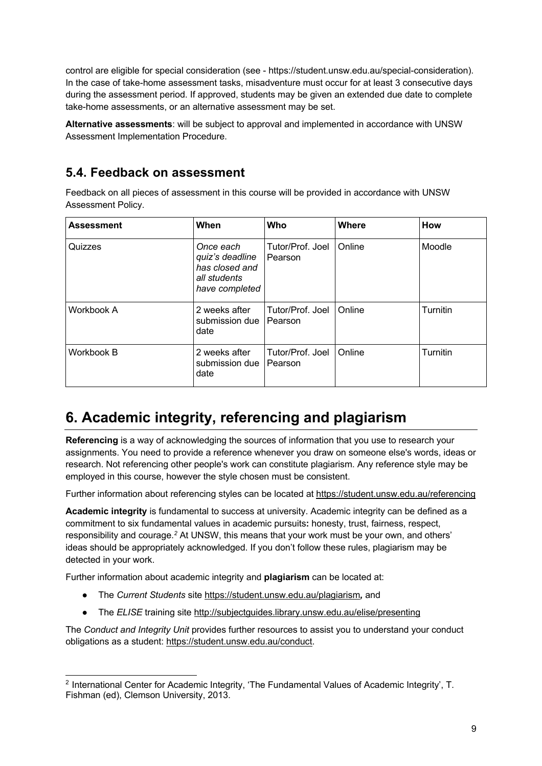control are eligible for special consideration (see - https://student.unsw.edu.au/special-consideration). In the case of take-home assessment tasks, misadventure must occur for at least 3 consecutive days during the assessment period. If approved, students may be given an extended due date to complete take-home assessments, or an alternative assessment may be set.

**Alternative assessments**: will be subject to approval and implemented in accordance with UNSW Assessment Implementation Procedure.

## 5.4. Feedback on assessment

Feedback on all pieces of assessment in this course will be provided in accordance with UNSW Assessment Policy.

| Assessment | When | Who | Where | How |
|---|---|---|---|---|
| Quizzes | *Once each quiz's deadline has closed and all students have completed* | Tutor/Prof. Joel Pearson | Online | Moodle |
| Workbook A | 2 weeks after submission due date | Tutor/Prof. Joel Pearson | Online | Turnitin |
| Workbook B | 2 weeks after submission due date | Tutor/Prof. Joel Pearson | Online | Turnitin |

# 6. Academic integrity, referencing and plagiarism

**Referencing** is a way of acknowledging the sources of information that you use to research your assignments. You need to provide a reference whenever you draw on someone else's words, ideas or research. Not referencing other people's work can constitute plagiarism. Any reference style may be employed in this course, however the style chosen must be consistent.

Further information about referencing styles can be located at https://student.unsw.edu.au/referencing

**Academic integrity** is fundamental to success at university. Academic integrity can be defined as a commitment to six fundamental values in academic pursuits**:** honesty, trust, fairness, respect, responsibility and courage.[2] At UNSW, this means that your work must be your own, and others' ideas should be appropriately acknowledged. If you don't follow these rules, plagiarism may be detected in your work.

Further information about academic integrity and **plagiarism** can be located at:

- The *Current Students* site https://student.unsw.edu.au/plagiarism*,* and
- The *ELISE* training site http://subjectguides.library.unsw.edu.au/elise/presenting

The *Conduct and Integrity Unit* provides further resources to assist you to understand your conduct obligations as a student: https://student.unsw.edu.au/conduct.

[2] International Center for Academic Integrity, 'The Fundamental Values of Academic Integrity', T. Fishman (ed), Clemson University, 2013.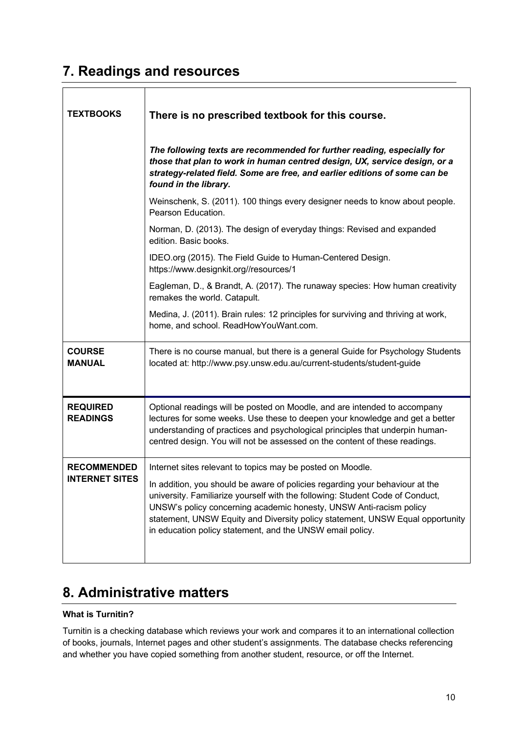## 7. Readings and resources

| | |
|---|---|
| **TEXTBOOKS** | **There is no prescribed textbook for this course.**<br><br>***The following texts are recommended for further reading, especially for those that plan to work in human centred design, UX, service design, or a strategy-related field. Some are free, and earlier editions of some can be found in the library.***<br><br>Weinschenk, S. (2011). 100 things every designer needs to know about people. Pearson Education.<br><br>Norman, D. (2013). The design of everyday things: Revised and expanded edition. Basic books.<br><br>IDEO.org (2015). The Field Guide to Human-Centered Design. https://www.designkit.org//resources/1<br><br>Eagleman, D., & Brandt, A. (2017). The runaway species: How human creativity remakes the world. Catapult.<br><br>Medina, J. (2011). Brain rules: 12 principles for surviving and thriving at work, home, and school. ReadHowYouWant.com. |
| **COURSE MANUAL** | There is no course manual, but there is a general Guide for Psychology Students located at: http://www.psy.unsw.edu.au/current-students/student-guide |
| **REQUIRED READINGS** | Optional readings will be posted on Moodle, and are intended to accompany lectures for some weeks. Use these to deepen your knowledge and get a better understanding of practices and psychological principles that underpin human-centred design. You will not be assessed on the content of these readings. |
| **RECOMMENDED INTERNET SITES** | Internet sites relevant to topics may be posted on Moodle.<br><br>In addition, you should be aware of policies regarding your behaviour at the university. Familiarize yourself with the following: Student Code of Conduct, UNSW's policy concerning academic honesty, UNSW Anti-racism policy statement, UNSW Equity and Diversity policy statement, UNSW Equal opportunity in education policy statement, and the UNSW email policy. |

## 8. Administrative matters

**What is Turnitin?**

Turnitin is a checking database which reviews your work and compares it to an international collection of books, journals, Internet pages and other student's assignments. The database checks referencing and whether you have copied something from another student, resource, or off the Internet.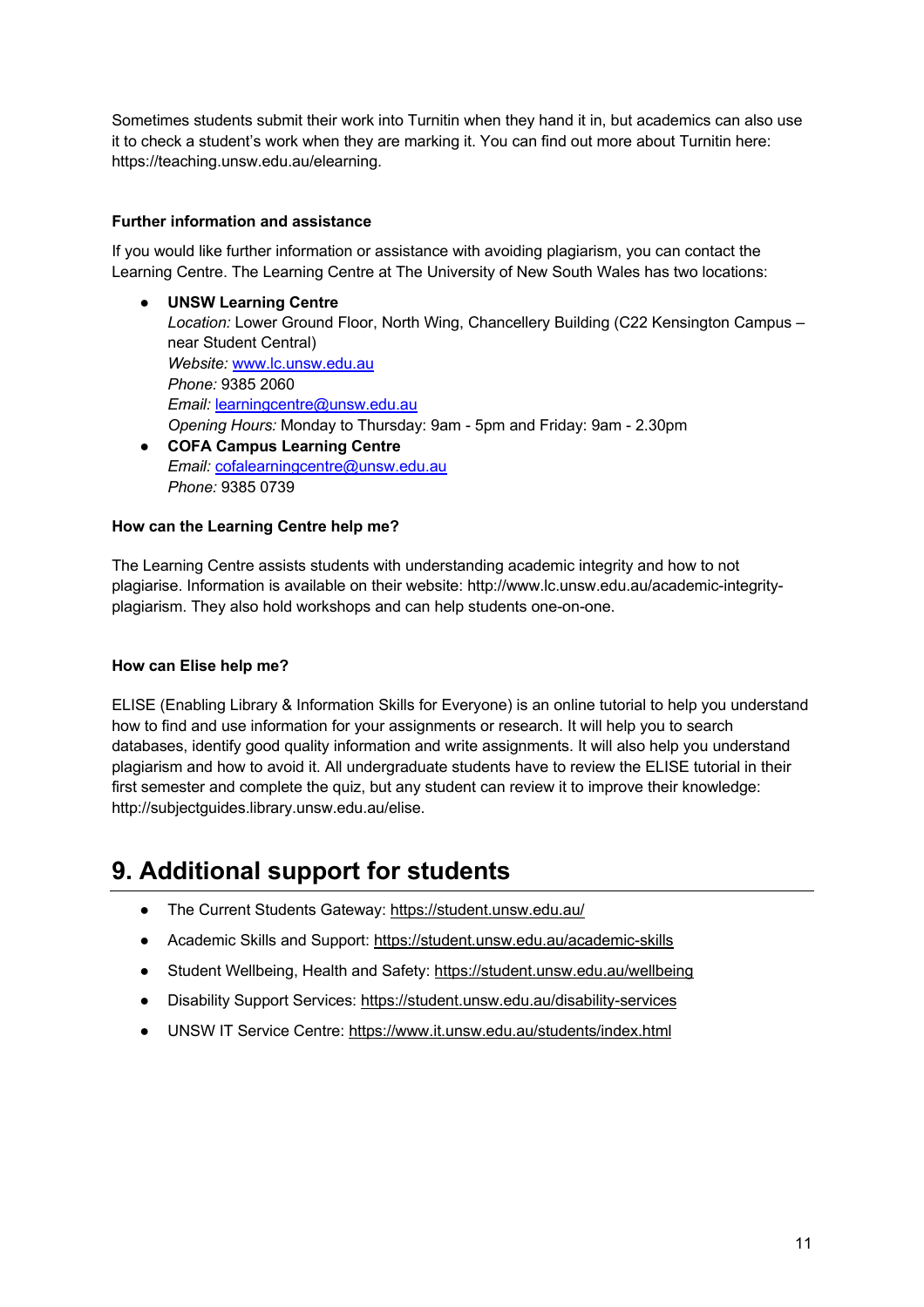Sometimes students submit their work into Turnitin when they hand it in, but academics can also use it to check a student's work when they are marking it. You can find out more about Turnitin here: https://teaching.unsw.edu.au/elearning.

### Further information and assistance

If you would like further information or assistance with avoiding plagiarism, you can contact the Learning Centre. The Learning Centre at The University of New South Wales has two locations:

- **UNSW Learning Centre**
  *Location:* Lower Ground Floor, North Wing, Chancellery Building (C22 Kensington Campus – near Student Central)
  *Website:* www.lc.unsw.edu.au
  *Phone:* 9385 2060
  *Email:* learningcentre@unsw.edu.au
  *Opening Hours:* Monday to Thursday: 9am - 5pm and Friday: 9am - 2.30pm
- **COFA Campus Learning Centre**
  *Email:* cofalearningcentre@unsw.edu.au
  *Phone:* 9385 0739

### How can the Learning Centre help me?

The Learning Centre assists students with understanding academic integrity and how to not plagiarise. Information is available on their website: http://www.lc.unsw.edu.au/academic-integrity-plagiarism. They also hold workshops and can help students one-on-one.

### How can Elise help me?

ELISE (Enabling Library & Information Skills for Everyone) is an online tutorial to help you understand how to find and use information for your assignments or research. It will help you to search databases, identify good quality information and write assignments. It will also help you understand plagiarism and how to avoid it. All undergraduate students have to review the ELISE tutorial in their first semester and complete the quiz, but any student can review it to improve their knowledge: http://subjectguides.library.unsw.edu.au/elise.

## 9. Additional support for students

- The Current Students Gateway: https://student.unsw.edu.au/
- Academic Skills and Support: https://student.unsw.edu.au/academic-skills
- Student Wellbeing, Health and Safety: https://student.unsw.edu.au/wellbeing
- Disability Support Services: https://student.unsw.edu.au/disability-services
- UNSW IT Service Centre: https://www.it.unsw.edu.au/students/index.html